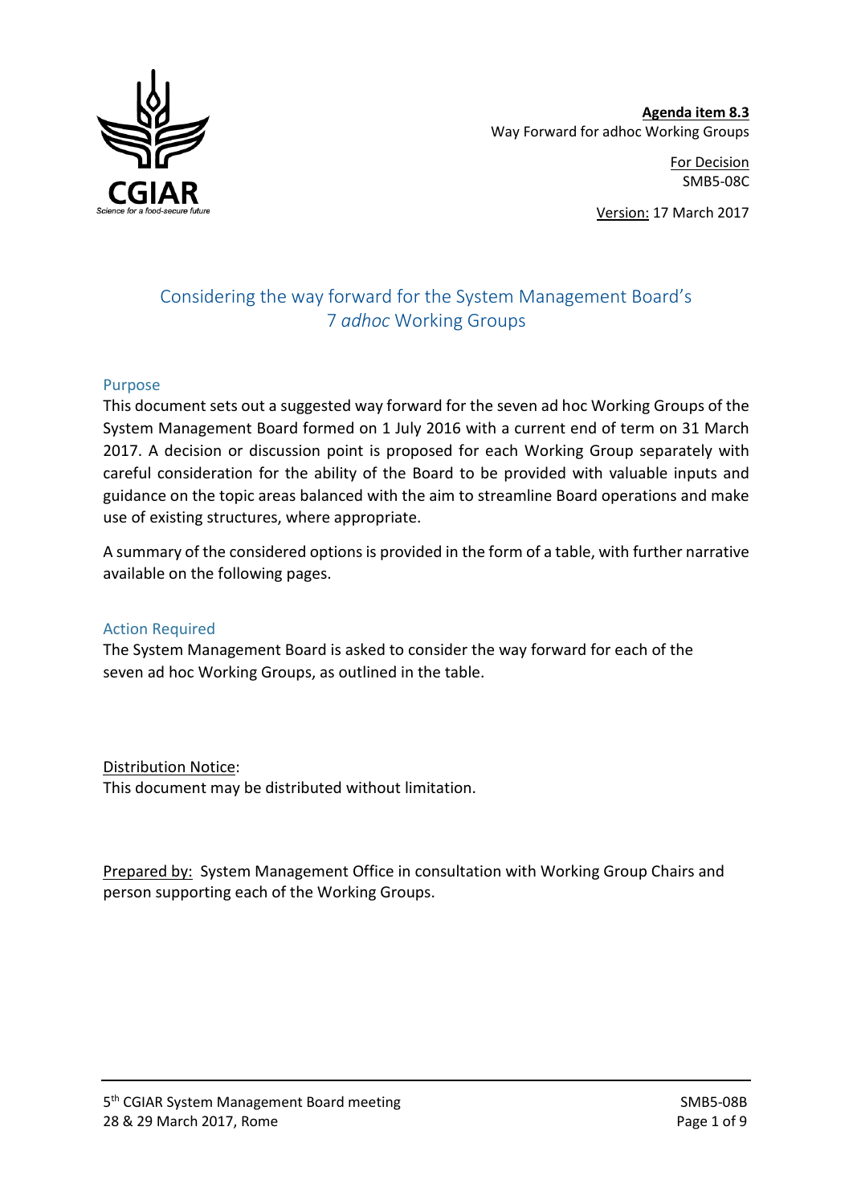**Agenda item 8.3**
Way Forward for adhoc Working Groups

For Decision
SMB5-08C

Version: 17 March 2017

# Considering the way forward for the System Management Board's 7 *adhoc* Working Groups

## Purpose

This document sets out a suggested way forward for the seven ad hoc Working Groups of the System Management Board formed on 1 July 2016 with a current end of term on 31 March 2017. A decision or discussion point is proposed for each Working Group separately with careful consideration for the ability of the Board to be provided with valuable inputs and guidance on the topic areas balanced with the aim to streamline Board operations and make use of existing structures, where appropriate.

A summary of the considered options is provided in the form of a table, with further narrative available on the following pages.

## Action Required

The System Management Board is asked to consider the way forward for each of the seven ad hoc Working Groups, as outlined in the table.

Distribution Notice:
This document may be distributed without limitation.

Prepared by: System Management Office in consultation with Working Group Chairs and person supporting each of the Working Groups.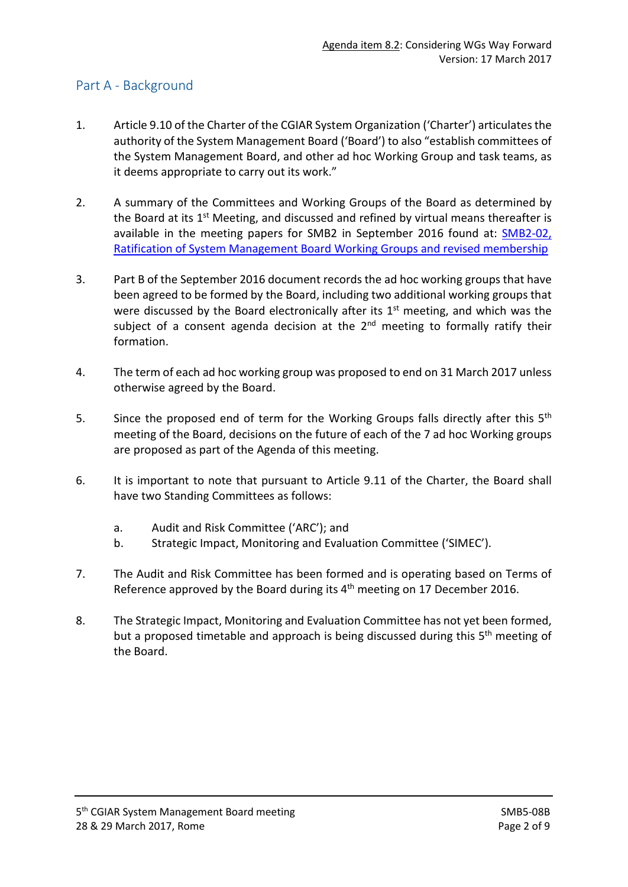## Part A - Background

1. Article 9.10 of the Charter of the CGIAR System Organization ('Charter') articulates the authority of the System Management Board ('Board') to also "establish committees of the System Management Board, and other ad hoc Working Group and task teams, as it deems appropriate to carry out its work."

2. A summary of the Committees and Working Groups of the Board as determined by the Board at its 1st Meeting, and discussed and refined by virtual means thereafter is available in the meeting papers for SMB2 in September 2016 found at: SMB2-02, Ratification of System Management Board Working Groups and revised membership

3. Part B of the September 2016 document records the ad hoc working groups that have been agreed to be formed by the Board, including two additional working groups that were discussed by the Board electronically after its 1st meeting, and which was the subject of a consent agenda decision at the 2nd meeting to formally ratify their formation.

4. The term of each ad hoc working group was proposed to end on 31 March 2017 unless otherwise agreed by the Board.

5. Since the proposed end of term for the Working Groups falls directly after this 5th meeting of the Board, decisions on the future of each of the 7 ad hoc Working groups are proposed as part of the Agenda of this meeting.

6. It is important to note that pursuant to Article 9.11 of the Charter, the Board shall have two Standing Committees as follows:

   a. Audit and Risk Committee ('ARC'); and
   b. Strategic Impact, Monitoring and Evaluation Committee ('SIMEC').

7. The Audit and Risk Committee has been formed and is operating based on Terms of Reference approved by the Board during its 4th meeting on 17 December 2016.

8. The Strategic Impact, Monitoring and Evaluation Committee has not yet been formed, but a proposed timetable and approach is being discussed during this 5th meeting of the Board.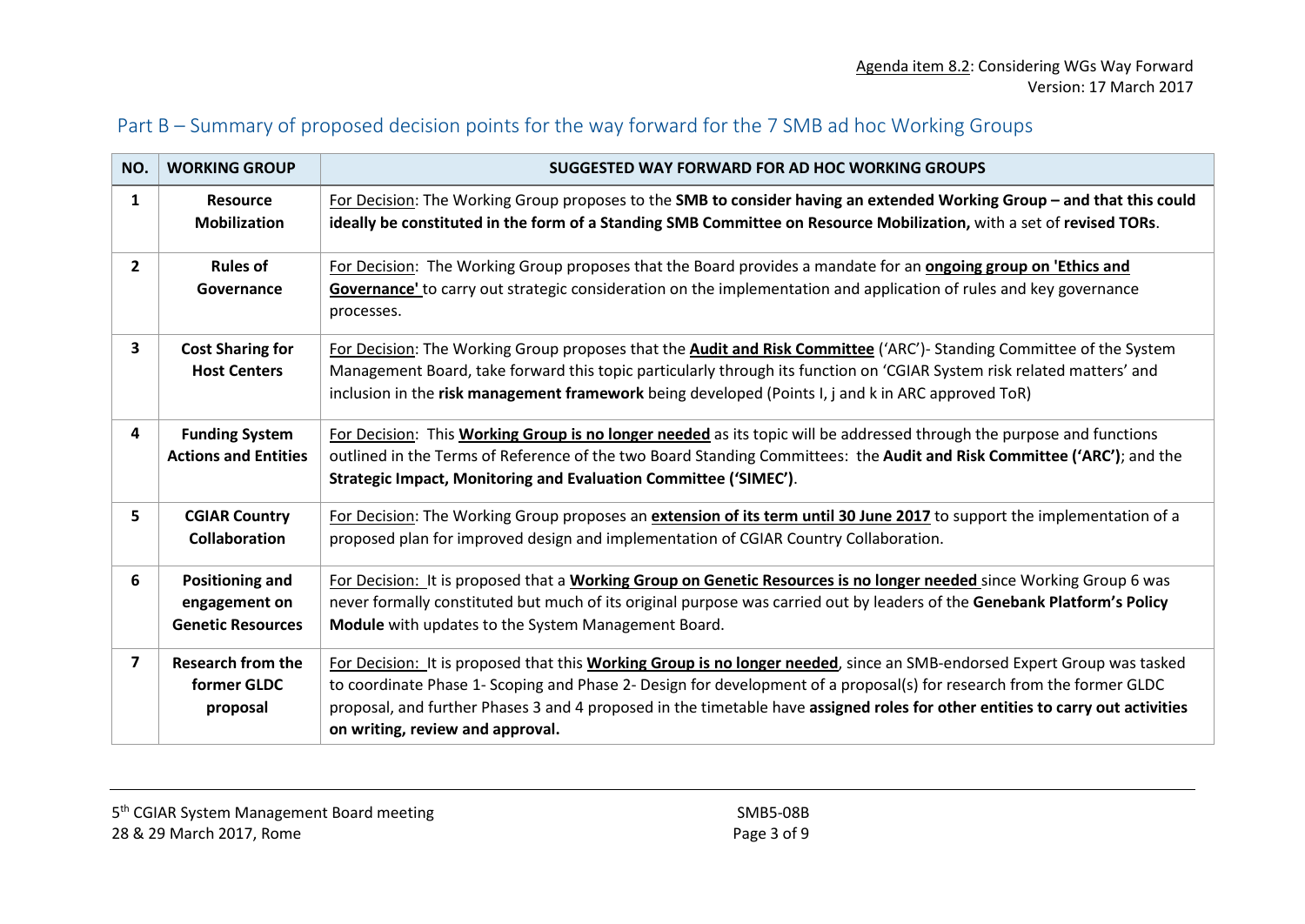## Part B – Summary of proposed decision points for the way forward for the 7 SMB ad hoc Working Groups

| NO. | WORKING GROUP | SUGGESTED WAY FORWARD FOR AD HOC WORKING GROUPS |
|---|---|---|
| 1 | **Resource Mobilization** | For Decision: The Working Group proposes to the **SMB to consider having an extended Working Group – and that this could ideally be constituted in the form of a Standing SMB Committee on Resource Mobilization,** with a set of **revised TORs**. |
| 2 | **Rules of Governance** | For Decision: The Working Group proposes that the Board provides a mandate for an **ongoing group on 'Ethics and Governance'** to carry out strategic consideration on the implementation and application of rules and key governance processes. |
| 3 | **Cost Sharing for Host Centers** | For Decision: The Working Group proposes that the **Audit and Risk Committee** ('ARC')- Standing Committee of the System Management Board, take forward this topic particularly through its function on 'CGIAR System risk related matters' and inclusion in the **risk management framework** being developed (Points I, j and k in ARC approved ToR) |
| 4 | **Funding System Actions and Entities** | For Decision: This **Working Group is no longer needed** as its topic will be addressed through the purpose and functions outlined in the Terms of Reference of the two Board Standing Committees: the **Audit and Risk Committee ('ARC')**; and the **Strategic Impact, Monitoring and Evaluation Committee ('SIMEC')**. |
| 5 | **CGIAR Country Collaboration** | For Decision: The Working Group proposes an **extension of its term until 30 June 2017** to support the implementation of a proposed plan for improved design and implementation of CGIAR Country Collaboration. |
| 6 | **Positioning and engagement on Genetic Resources** | For Decision: It is proposed that a **Working Group on Genetic Resources is no longer needed** since Working Group 6 was never formally constituted but much of its original purpose was carried out by leaders of the **Genebank Platform's Policy Module** with updates to the System Management Board. |
| 7 | **Research from the former GLDC proposal** | For Decision: It is proposed that this **Working Group is no longer needed**, since an SMB-endorsed Expert Group was tasked to coordinate Phase 1- Scoping and Phase 2- Design for development of a proposal(s) for research from the former GLDC proposal, and further Phases 3 and 4 proposed in the timetable have **assigned roles for other entities to carry out activities on writing, review and approval.** |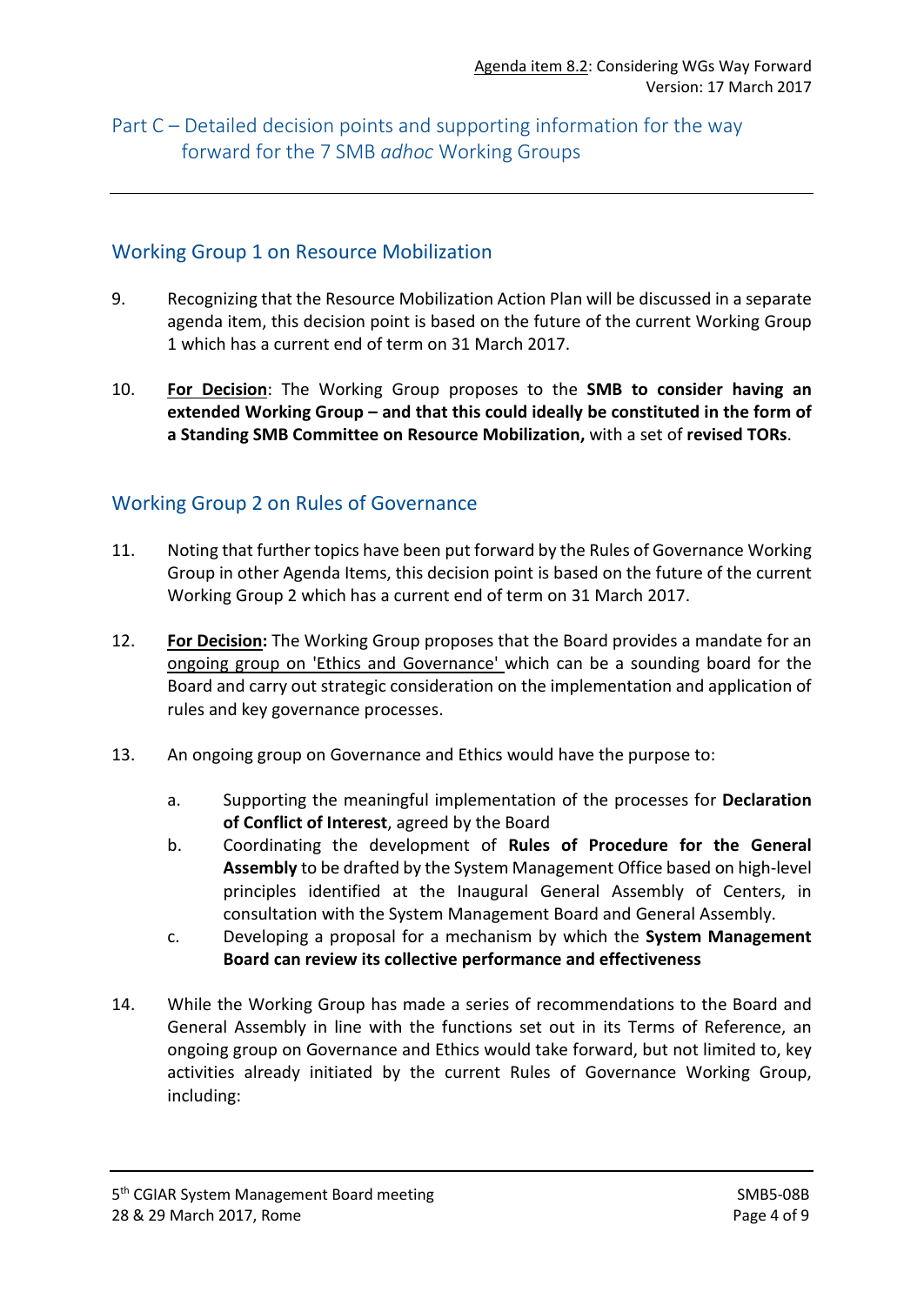## Part C – Detailed decision points and supporting information for the way forward for the 7 SMB *adhoc* Working Groups

### Working Group 1 on Resource Mobilization

9. Recognizing that the Resource Mobilization Action Plan will be discussed in a separate agenda item, this decision point is based on the future of the current Working Group 1 which has a current end of term on 31 March 2017.

10. **For Decision**: The Working Group proposes to the **SMB to consider having an extended Working Group – and that this could ideally be constituted in the form of a Standing SMB Committee on Resource Mobilization,** with a set of **revised TORs**.

### Working Group 2 on Rules of Governance

11. Noting that further topics have been put forward by the Rules of Governance Working Group in other Agenda Items, this decision point is based on the future of the current Working Group 2 which has a current end of term on 31 March 2017.

12. **For Decision:** The Working Group proposes that the Board provides a mandate for an ongoing group on 'Ethics and Governance' which can be a sounding board for the Board and carry out strategic consideration on the implementation and application of rules and key governance processes.

13. An ongoing group on Governance and Ethics would have the purpose to:

    a. Supporting the meaningful implementation of the processes for **Declaration of Conflict of Interest**, agreed by the Board
    b. Coordinating the development of **Rules of Procedure for the General Assembly** to be drafted by the System Management Office based on high-level principles identified at the Inaugural General Assembly of Centers, in consultation with the System Management Board and General Assembly.
    c. Developing a proposal for a mechanism by which the **System Management Board can review its collective performance and effectiveness**

14. While the Working Group has made a series of recommendations to the Board and General Assembly in line with the functions set out in its Terms of Reference, an ongoing group on Governance and Ethics would take forward, but not limited to, key activities already initiated by the current Rules of Governance Working Group, including: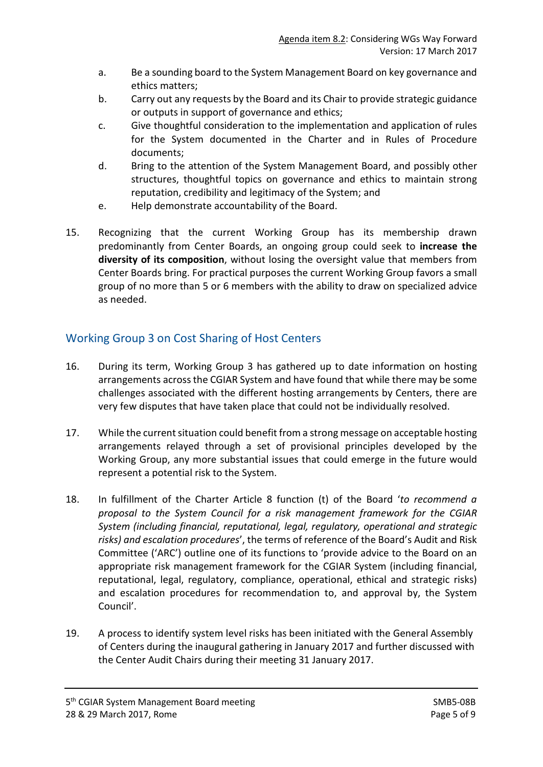a. Be a sounding board to the System Management Board on key governance and ethics matters;
b. Carry out any requests by the Board and its Chair to provide strategic guidance or outputs in support of governance and ethics;
c. Give thoughtful consideration to the implementation and application of rules for the System documented in the Charter and in Rules of Procedure documents;
d. Bring to the attention of the System Management Board, and possibly other structures, thoughtful topics on governance and ethics to maintain strong reputation, credibility and legitimacy of the System; and
e. Help demonstrate accountability of the Board.

15. Recognizing that the current Working Group has its membership drawn predominantly from Center Boards, an ongoing group could seek to **increase the diversity of its composition**, without losing the oversight value that members from Center Boards bring. For practical purposes the current Working Group favors a small group of no more than 5 or 6 members with the ability to draw on specialized advice as needed.

## Working Group 3 on Cost Sharing of Host Centers

16. During its term, Working Group 3 has gathered up to date information on hosting arrangements across the CGIAR System and have found that while there may be some challenges associated with the different hosting arrangements by Centers, there are very few disputes that have taken place that could not be individually resolved.

17. While the current situation could benefit from a strong message on acceptable hosting arrangements relayed through a set of provisional principles developed by the Working Group, any more substantial issues that could emerge in the future would represent a potential risk to the System.

18. In fulfillment of the Charter Article 8 function (t) of the Board '*to recommend a proposal to the System Council for a risk management framework for the CGIAR System (including financial, reputational, legal, regulatory, operational and strategic risks) and escalation procedures*', the terms of reference of the Board's Audit and Risk Committee ('ARC') outline one of its functions to 'provide advice to the Board on an appropriate risk management framework for the CGIAR System (including financial, reputational, legal, regulatory, compliance, operational, ethical and strategic risks) and escalation procedures for recommendation to, and approval by, the System Council'.

19. A process to identify system level risks has been initiated with the General Assembly of Centers during the inaugural gathering in January 2017 and further discussed with the Center Audit Chairs during their meeting 31 January 2017.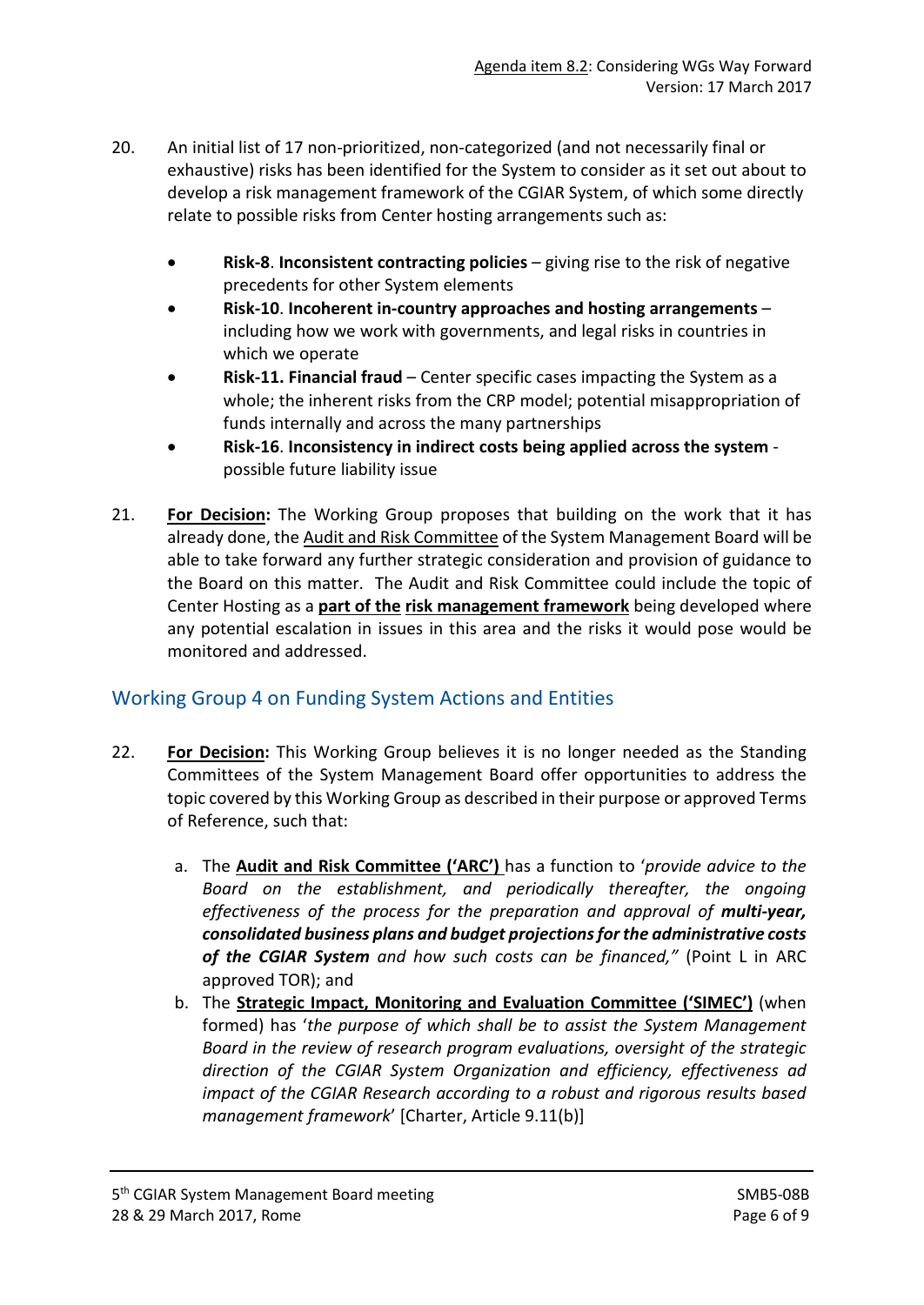20. An initial list of 17 non-prioritized, non-categorized (and not necessarily final or exhaustive) risks has been identified for the System to consider as it set out about to develop a risk management framework of the CGIAR System, of which some directly relate to possible risks from Center hosting arrangements such as:

    - **Risk-8**. **Inconsistent contracting policies** – giving rise to the risk of negative precedents for other System elements
    - **Risk-10**. **Incoherent in-country approaches and hosting arrangements** – including how we work with governments, and legal risks in countries in which we operate
    - **Risk-11. Financial fraud** – Center specific cases impacting the System as a whole; the inherent risks from the CRP model; potential misappropriation of funds internally and across the many partnerships
    - **Risk-16**. **Inconsistency in indirect costs being applied across the system** - possible future liability issue

21. **For Decision:** The Working Group proposes that building on the work that it has already done, the Audit and Risk Committee of the System Management Board will be able to take forward any further strategic consideration and provision of guidance to the Board on this matter. The Audit and Risk Committee could include the topic of Center Hosting as a **part of the risk management framework** being developed where any potential escalation in issues in this area and the risks it would pose would be monitored and addressed.

## Working Group 4 on Funding System Actions and Entities

22. **For Decision:** This Working Group believes it is no longer needed as the Standing Committees of the System Management Board offer opportunities to address the topic covered by this Working Group as described in their purpose or approved Terms of Reference, such that:

    a. The **Audit and Risk Committee ('ARC')** has a function to '*provide advice to the Board on the establishment, and periodically thereafter, the ongoing effectiveness of the process for the preparation and approval of **multi-year, consolidated business plans and budget projections for the administrative costs of the CGIAR System** and how such costs can be financed,"* (Point L in ARC approved TOR); and

    b. The **Strategic Impact, Monitoring and Evaluation Committee ('SIMEC')** (when formed) has '*the purpose of which shall be to assist the System Management Board in the review of research program evaluations, oversight of the strategic direction of the CGIAR System Organization and efficiency, effectiveness ad impact of the CGIAR Research according to a robust and rigorous results based management framework*' [Charter, Article 9.11(b)]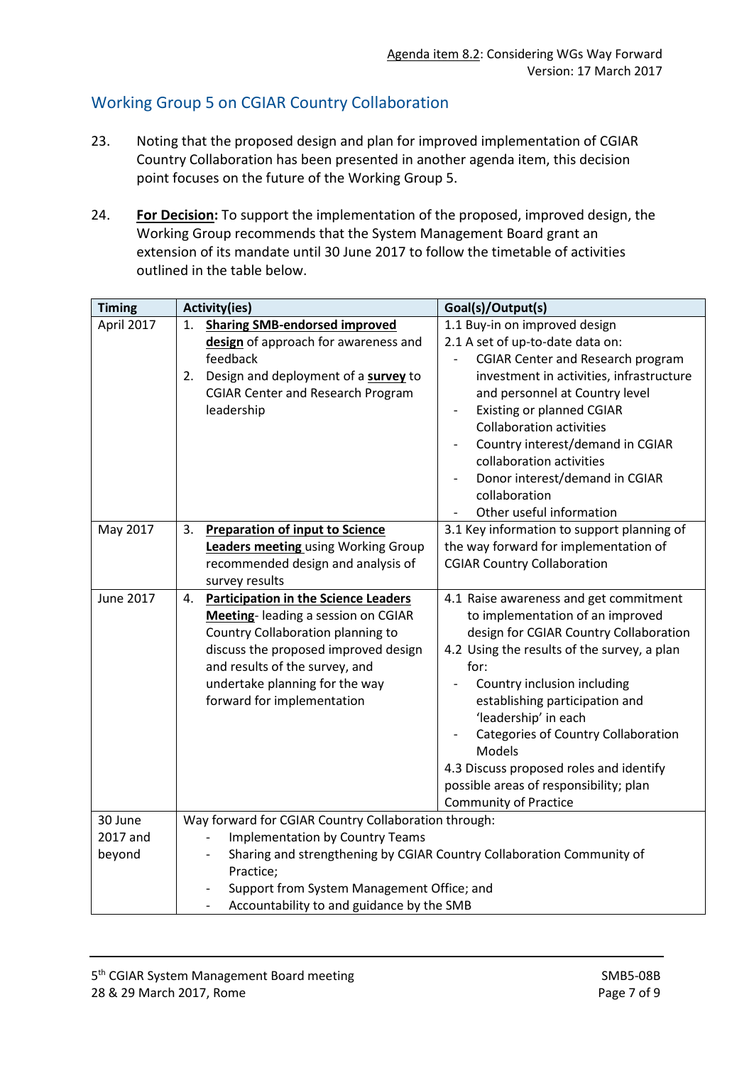## Working Group 5 on CGIAR Country Collaboration

23. Noting that the proposed design and plan for improved implementation of CGIAR Country Collaboration has been presented in another agenda item, this decision point focuses on the future of the Working Group 5.

24. **For Decision:** To support the implementation of the proposed, improved design, the Working Group recommends that the System Management Board grant an extension of its mandate until 30 June 2017 to follow the timetable of activities outlined in the table below.

| Timing | Activity(ies) | Goal(s)/Output(s) |
| --- | --- | --- |
| April 2017 | 1. **Sharing SMB-endorsed improved design** of approach for awareness and feedback<br>2. Design and deployment of a **survey** to CGIAR Center and Research Program leadership | 1.1 Buy-in on improved design<br>2.1 A set of up-to-date data on:<br>- CGIAR Center and Research program investment in activities, infrastructure and personnel at Country level<br>- Existing or planned CGIAR Collaboration activities<br>- Country interest/demand in CGIAR collaboration activities<br>- Donor interest/demand in CGIAR collaboration<br>- Other useful information |
| May 2017 | 3. **Preparation of input to Science Leaders meeting** using Working Group recommended design and analysis of survey results | 3.1 Key information to support planning of the way forward for implementation of CGIAR Country Collaboration |
| June 2017 | 4. **Participation in the Science Leaders Meeting**- leading a session on CGIAR Country Collaboration planning to discuss the proposed improved design and results of the survey, and undertake planning for the way forward for implementation | 4.1 Raise awareness and get commitment to implementation of an improved design for CGIAR Country Collaboration<br>4.2 Using the results of the survey, a plan for:<br>- Country inclusion including establishing participation and 'leadership' in each<br>- Categories of Country Collaboration Models<br>4.3 Discuss proposed roles and identify possible areas of responsibility; plan Community of Practice |
| 30 June 2017 and beyond | Way forward for CGIAR Country Collaboration through:<br>- Implementation by Country Teams<br>- Sharing and strengthening by CGIAR Country Collaboration Community of Practice;<br>- Support from System Management Office; and<br>- Accountability to and guidance by the SMB | |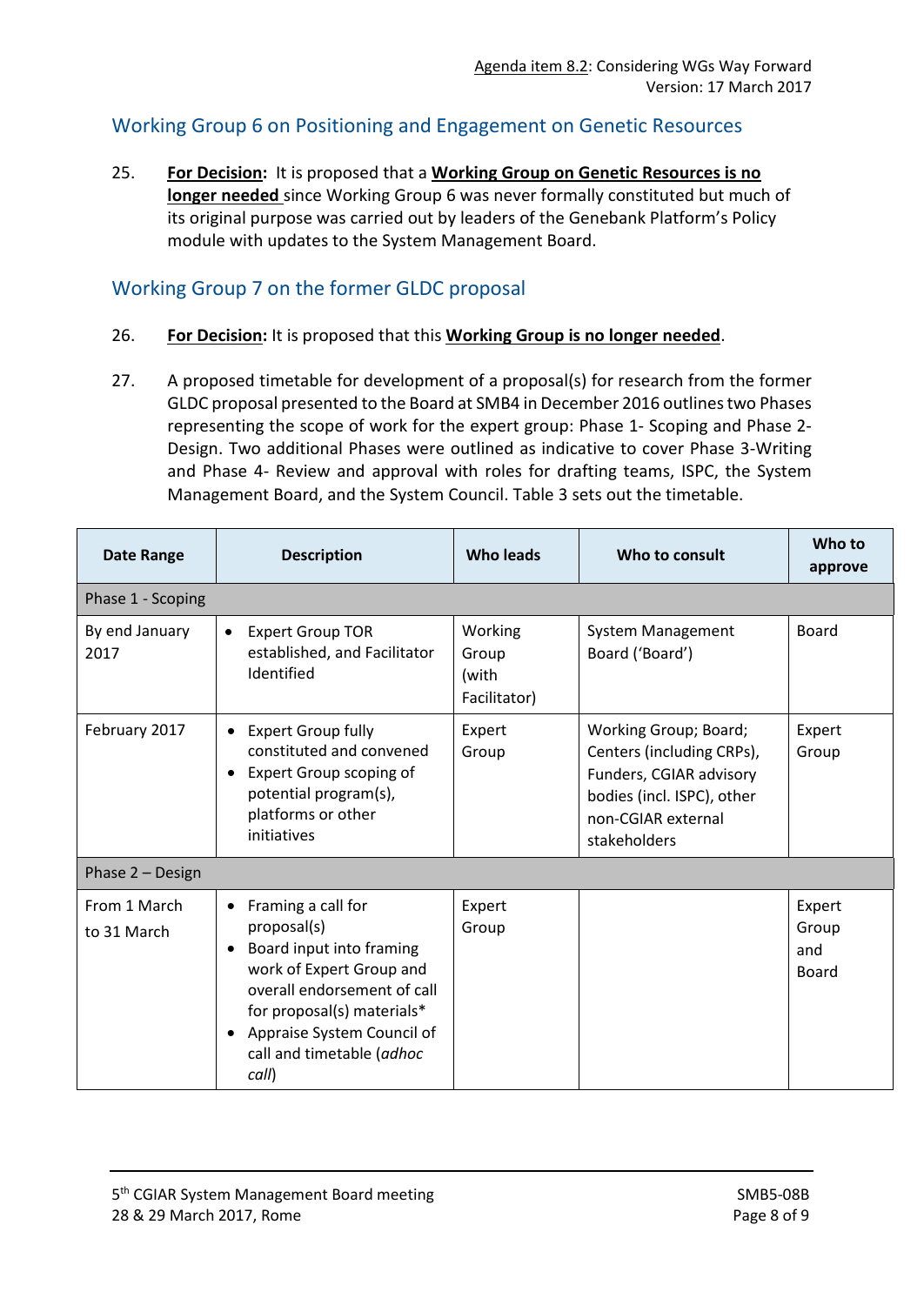## Working Group 6 on Positioning and Engagement on Genetic Resources

25. **For Decision:** It is proposed that a **Working Group on Genetic Resources is no longer needed** since Working Group 6 was never formally constituted but much of its original purpose was carried out by leaders of the Genebank Platform's Policy module with updates to the System Management Board.

## Working Group 7 on the former GLDC proposal

26. **For Decision:** It is proposed that this **Working Group is no longer needed**.

27. A proposed timetable for development of a proposal(s) for research from the former GLDC proposal presented to the Board at SMB4 in December 2016 outlines two Phases representing the scope of work for the expert group: Phase 1- Scoping and Phase 2- Design. Two additional Phases were outlined as indicative to cover Phase 3-Writing and Phase 4- Review and approval with roles for drafting teams, ISPC, the System Management Board, and the System Council. Table 3 sets out the timetable.

| Date Range | Description | Who leads | Who to consult | Who to approve |
|---|---|---|---|---|
| Phase 1 - Scoping | | | | |
| By end January 2017 | • Expert Group TOR established, and Facilitator Identified | Working Group (with Facilitator) | System Management Board ('Board') | Board |
| February 2017 | • Expert Group fully constituted and convened<br>• Expert Group scoping of potential program(s), platforms or other initiatives | Expert Group | Working Group; Board; Centers (including CRPs), Funders, CGIAR advisory bodies (incl. ISPC), other non-CGIAR external stakeholders | Expert Group |
| Phase 2 – Design | | | | |
| From 1 March to 31 March | • Framing a call for proposal(s)<br>• Board input into framing work of Expert Group and overall endorsement of call for proposal(s) materials*<br>• Appraise System Council of call and timetable (*adhoc call*) | Expert Group | | Expert Group and Board |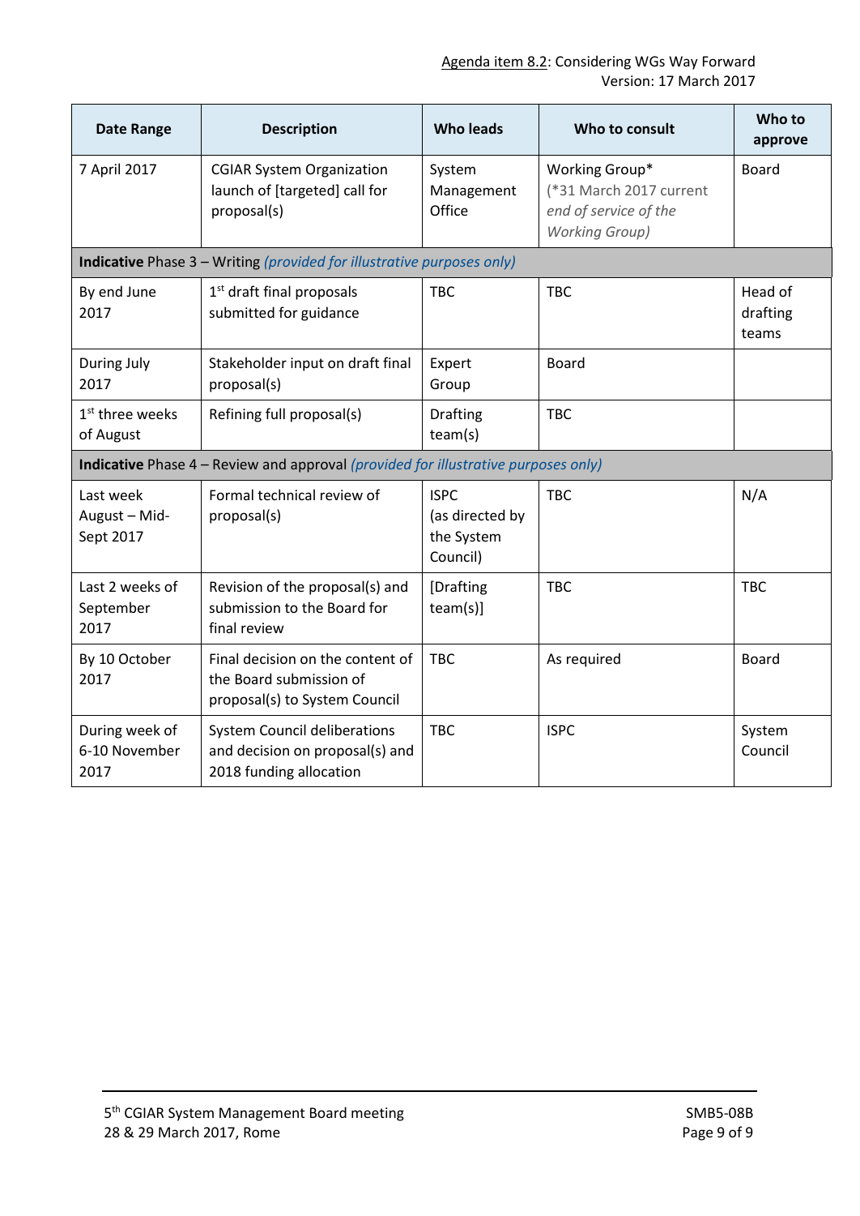| Date Range | Description | Who leads | Who to consult | Who to approve |
|---|---|---|---|---|
| 7 April 2017 | CGIAR System Organization launch of [targeted] call for proposal(s) | System Management Office | Working Group* *(*31 March 2017 current end of service of the Working Group)* | Board |
| **Indicative** Phase 3 – Writing *(provided for illustrative purposes only)* | | | | |
| By end June 2017 | 1st draft final proposals submitted for guidance | TBC | TBC | Head of drafting teams |
| During July 2017 | Stakeholder input on draft final proposal(s) | Expert Group | Board | |
| 1st three weeks of August | Refining full proposal(s) | Drafting team(s) | TBC | |
| **Indicative** Phase 4 – Review and approval *(provided for illustrative purposes only)* | | | | |
| Last week August – Mid-Sept 2017 | Formal technical review of proposal(s) | ISPC (as directed by the System Council) | TBC | N/A |
| Last 2 weeks of September 2017 | Revision of the proposal(s) and submission to the Board for final review | [Drafting team(s)] | TBC | TBC |
| By 10 October 2017 | Final decision on the content of the Board submission of proposal(s) to System Council | TBC | As required | Board |
| During week of 6-10 November 2017 | System Council deliberations and decision on proposal(s) and 2018 funding allocation | TBC | ISPC | System Council |